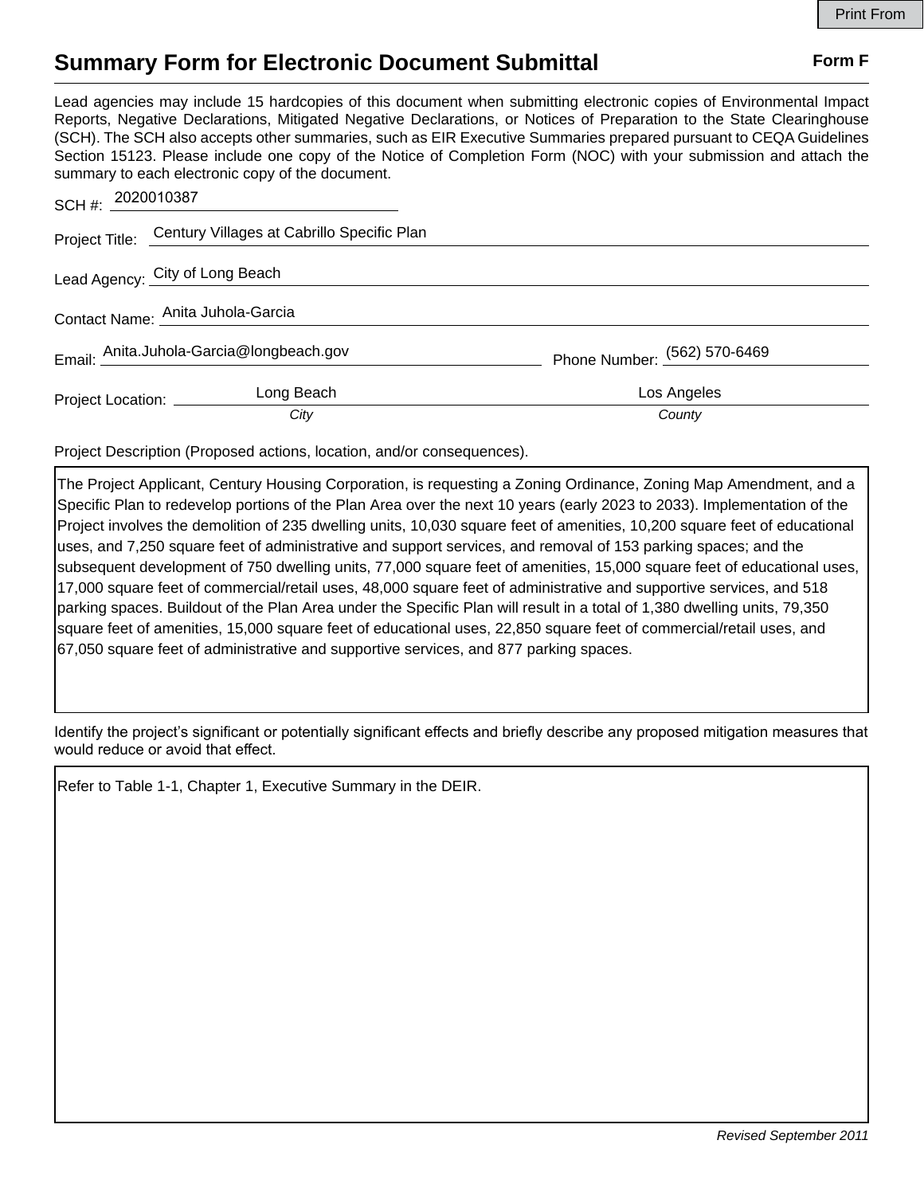Print From

# Summary Form for Electronic Document Submittal

**Form F**

Lead agencies may include 15 hardcopies of this document when submitting electronic copies of Environmental Impact Reports, Negative Declarations, Mitigated Negative Declarations, or Notices of Preparation to the State Clearinghouse (SCH). The SCH also accepts other summaries, such as EIR Executive Summaries prepared pursuant to CEQA Guidelines Section 15123. Please include one copy of the Notice of Completion Form (NOC) with your submission and attach the summary to each electronic copy of the document.

SCH #: 2020010387

Project Title: Century Villages at Cabrillo Specific Plan

Lead Agency: City of Long Beach

Contact Name: Anita Juhola-Garcia

Email: Anita.Juhola-Garcia@longbeach.gov    Phone Number: (562) 570-6469

Project Location: Long Beach (*City*)    Los Angeles (*County*)

Project Description (Proposed actions, location, and/or consequences).

The Project Applicant, Century Housing Corporation, is requesting a Zoning Ordinance, Zoning Map Amendment, and a Specific Plan to redevelop portions of the Plan Area over the next 10 years (early 2023 to 2033). Implementation of the Project involves the demolition of 235 dwelling units, 10,030 square feet of amenities, 10,200 square feet of educational uses, and 7,250 square feet of administrative and support services, and removal of 153 parking spaces; and the subsequent development of 750 dwelling units, 77,000 square feet of amenities, 15,000 square feet of educational uses, 17,000 square feet of commercial/retail uses, 48,000 square feet of administrative and supportive services, and 518 parking spaces. Buildout of the Plan Area under the Specific Plan will result in a total of 1,380 dwelling units, 79,350 square feet of amenities, 15,000 square feet of educational uses, 22,850 square feet of commercial/retail uses, and 67,050 square feet of administrative and supportive services, and 877 parking spaces.

Identify the project's significant or potentially significant effects and briefly describe any proposed mitigation measures that would reduce or avoid that effect.

Refer to Table 1-1, Chapter 1, Executive Summary in the DEIR.

*Revised September 2011*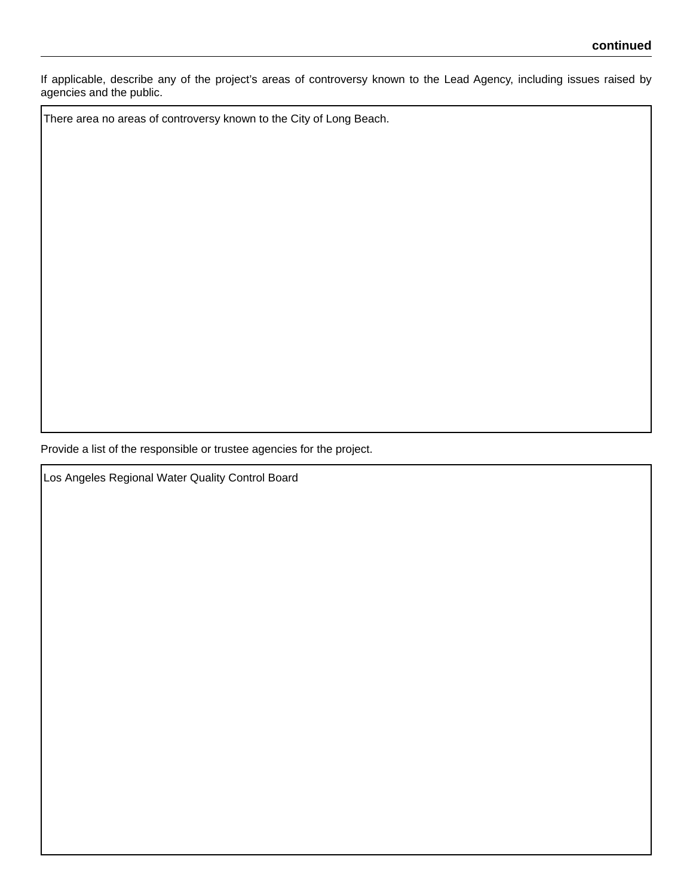**continued**

If applicable, describe any of the project's areas of controversy known to the Lead Agency, including issues raised by agencies and the public.

There area no areas of controversy known to the City of Long Beach.

Provide a list of the responsible or trustee agencies for the project.

Los Angeles Regional Water Quality Control Board